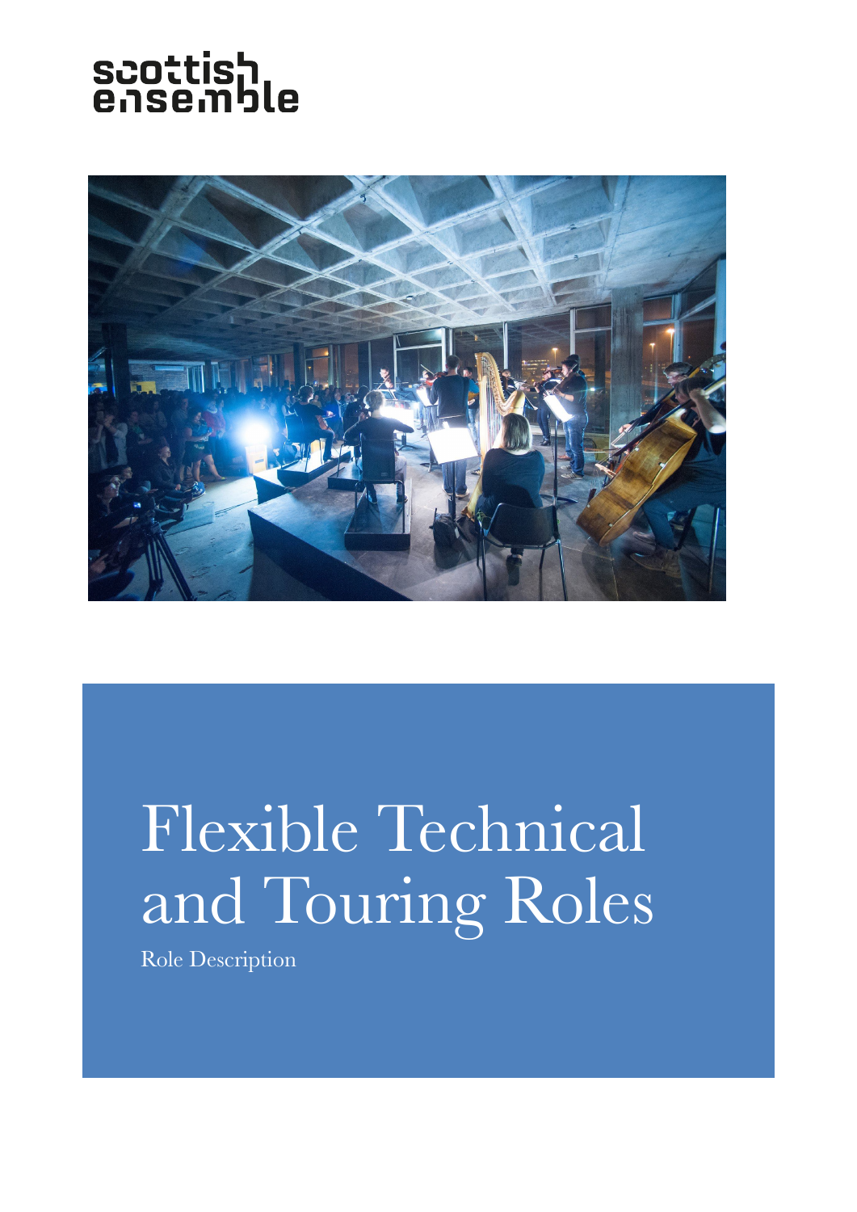scottish ensemble

# Flexible Technical and Touring Roles

Role Description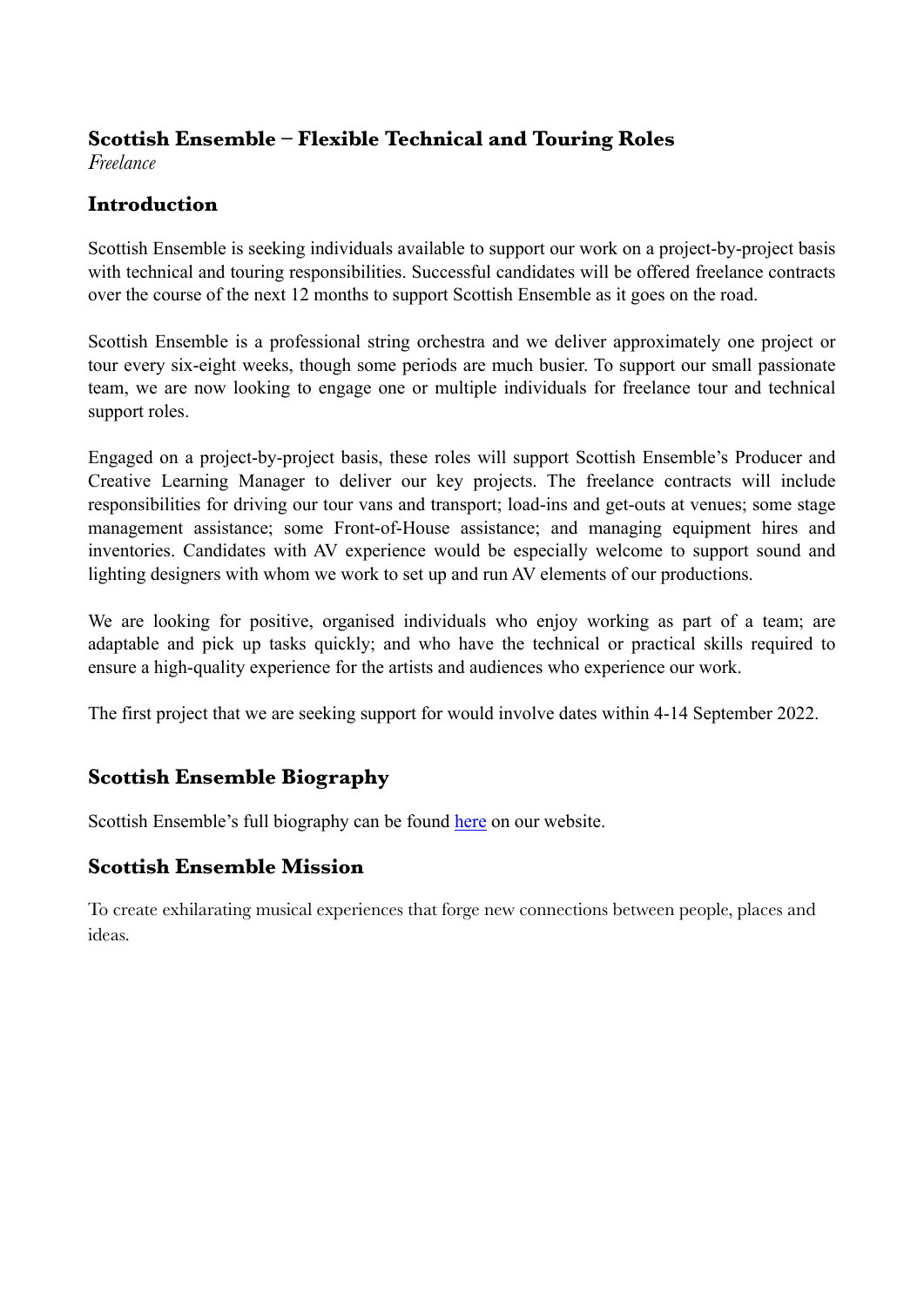## Scottish Ensemble – Flexible Technical and Touring Roles

*Freelance*

## Introduction

Scottish Ensemble is seeking individuals available to support our work on a project-by-project basis with technical and touring responsibilities. Successful candidates will be offered freelance contracts over the course of the next 12 months to support Scottish Ensemble as it goes on the road.

Scottish Ensemble is a professional string orchestra and we deliver approximately one project or tour every six-eight weeks, though some periods are much busier. To support our small passionate team, we are now looking to engage one or multiple individuals for freelance tour and technical support roles.

Engaged on a project-by-project basis, these roles will support Scottish Ensemble's Producer and Creative Learning Manager to deliver our key projects. The freelance contracts will include responsibilities for driving our tour vans and transport; load-ins and get-outs at venues; some stage management assistance; some Front-of-House assistance; and managing equipment hires and inventories. Candidates with AV experience would be especially welcome to support sound and lighting designers with whom we work to set up and run AV elements of our productions.

We are looking for positive, organised individuals who enjoy working as part of a team; are adaptable and pick up tasks quickly; and who have the technical or practical skills required to ensure a high-quality experience for the artists and audiences who experience our work.

The first project that we are seeking support for would involve dates within 4-14 September 2022.

## Scottish Ensemble Biography

Scottish Ensemble's full biography can be found here on our website.

## Scottish Ensemble Mission

To create exhilarating musical experiences that forge new connections between people, places and ideas.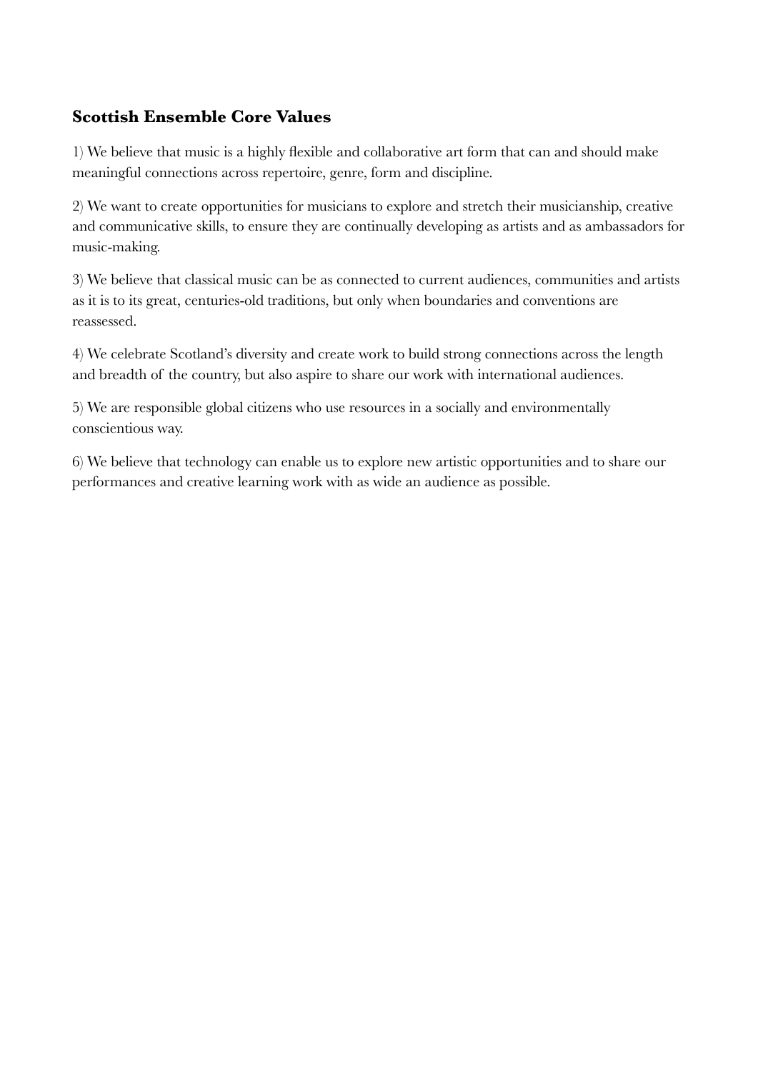## Scottish Ensemble Core Values

1) We believe that music is a highly flexible and collaborative art form that can and should make meaningful connections across repertoire, genre, form and discipline.

2) We want to create opportunities for musicians to explore and stretch their musicianship, creative and communicative skills, to ensure they are continually developing as artists and as ambassadors for music-making.

3) We believe that classical music can be as connected to current audiences, communities and artists as it is to its great, centuries-old traditions, but only when boundaries and conventions are reassessed.

4) We celebrate Scotland's diversity and create work to build strong connections across the length and breadth of the country, but also aspire to share our work with international audiences.

5) We are responsible global citizens who use resources in a socially and environmentally conscientious way.

6) We believe that technology can enable us to explore new artistic opportunities and to share our performances and creative learning work with as wide an audience as possible.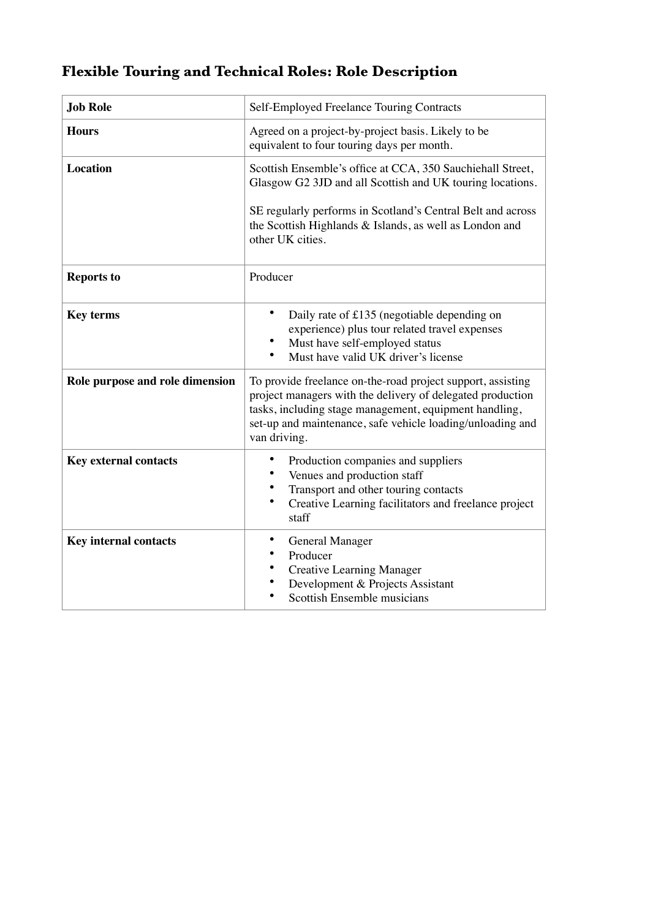## Flexible Touring and Technical Roles: Role Description

| **Job Role** | Self-Employed Freelance Touring Contracts |
|---|---|
| **Hours** | Agreed on a project-by-project basis. Likely to be equivalent to four touring days per month. |
| **Location** | Scottish Ensemble's office at CCA, 350 Sauchiehall Street, Glasgow G2 3JD and all Scottish and UK touring locations.<br><br>SE regularly performs in Scotland's Central Belt and across the Scottish Highlands & Islands, as well as London and other UK cities. |
| **Reports to** | Producer |
| **Key terms** | • Daily rate of £135 (negotiable depending on experience) plus tour related travel expenses<br>• Must have self-employed status<br>• Must have valid UK driver's license |
| **Role purpose and role dimension** | To provide freelance on-the-road project support, assisting project managers with the delivery of delegated production tasks, including stage management, equipment handling, set-up and maintenance, safe vehicle loading/unloading and van driving. |
| **Key external contacts** | • Production companies and suppliers<br>• Venues and production staff<br>• Transport and other touring contacts<br>• Creative Learning facilitators and freelance project staff |
| **Key internal contacts** | • General Manager<br>• Producer<br>• Creative Learning Manager<br>• Development & Projects Assistant<br>• Scottish Ensemble musicians |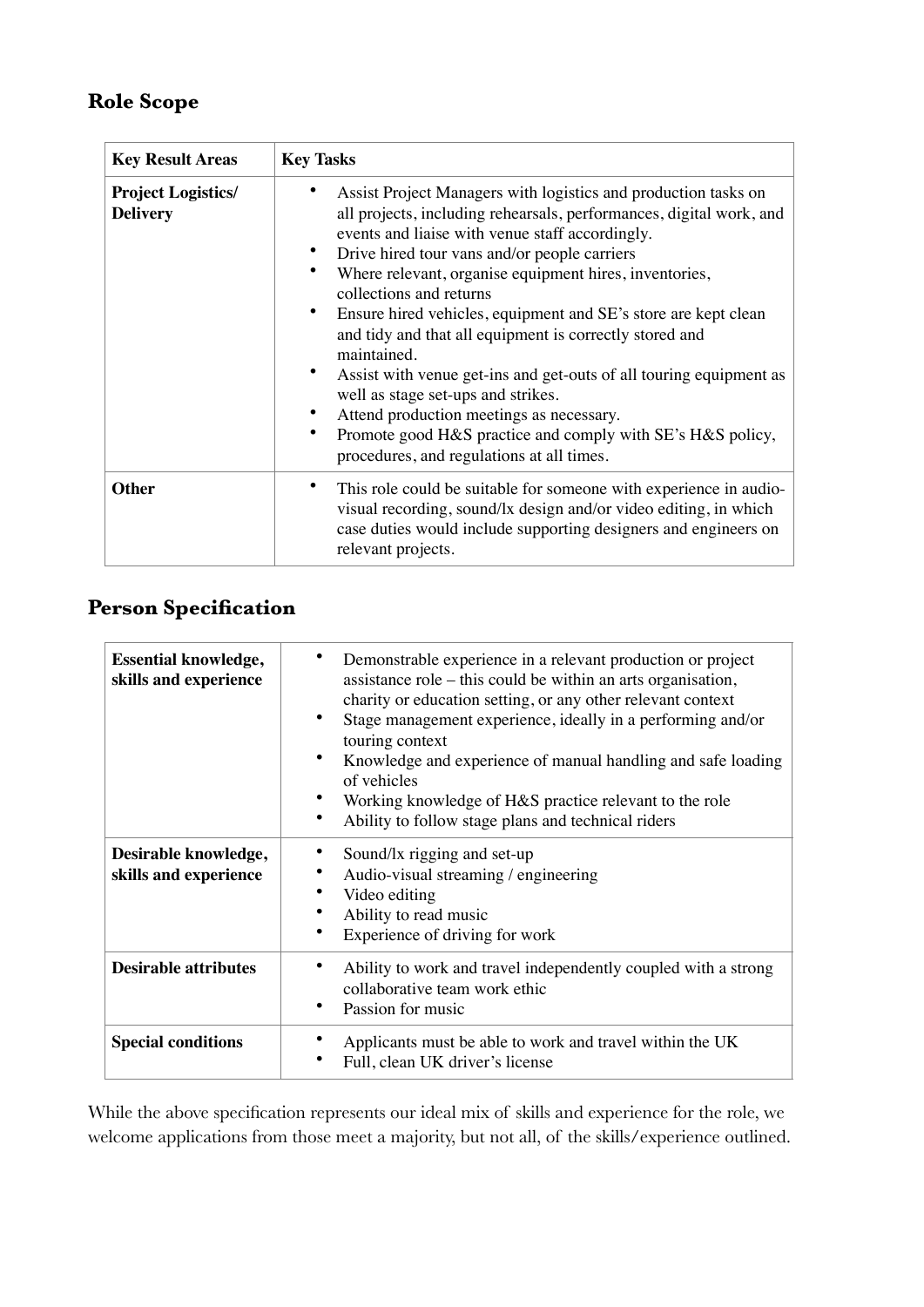## Role Scope

| Key Result Areas | Key Tasks |
| --- | --- |
| **Project Logistics/ Delivery** | • Assist Project Managers with logistics and production tasks on all projects, including rehearsals, performances, digital work, and events and liaise with venue staff accordingly.<br>• Drive hired tour vans and/or people carriers<br>• Where relevant, organise equipment hires, inventories, collections and returns<br>• Ensure hired vehicles, equipment and SE's store are kept clean and tidy and that all equipment is correctly stored and maintained.<br>• Assist with venue get-ins and get-outs of all touring equipment as well as stage set-ups and strikes.<br>• Attend production meetings as necessary.<br>• Promote good H&S practice and comply with SE's H&S policy, procedures, and regulations at all times. |
| **Other** | • This role could be suitable for someone with experience in audio-visual recording, sound/lx design and/or video editing, in which case duties would include supporting designers and engineers on relevant projects. |

## Person Specification

| | |
| --- | --- |
| **Essential knowledge, skills and experience** | • Demonstrable experience in a relevant production or project assistance role – this could be within an arts organisation, charity or education setting, or any other relevant context<br>• Stage management experience, ideally in a performing and/or touring context<br>• Knowledge and experience of manual handling and safe loading of vehicles<br>• Working knowledge of H&S practice relevant to the role<br>• Ability to follow stage plans and technical riders |
| **Desirable knowledge, skills and experience** | • Sound/lx rigging and set-up<br>• Audio-visual streaming / engineering<br>• Video editing<br>• Ability to read music<br>• Experience of driving for work |
| **Desirable attributes** | • Ability to work and travel independently coupled with a strong collaborative team work ethic<br>• Passion for music |
| **Special conditions** | • Applicants must be able to work and travel within the UK<br>• Full, clean UK driver's license |

While the above specification represents our ideal mix of skills and experience for the role, we welcome applications from those meet a majority, but not all, of the skills/experience outlined.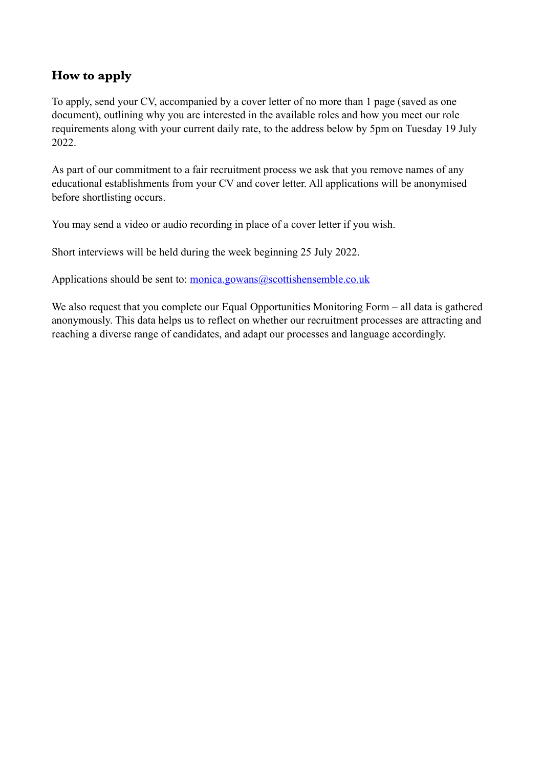## How to apply

To apply, send your CV, accompanied by a cover letter of no more than 1 page (saved as one document), outlining why you are interested in the available roles and how you meet our role requirements along with your current daily rate, to the address below by 5pm on Tuesday 19 July 2022.

As part of our commitment to a fair recruitment process we ask that you remove names of any educational establishments from your CV and cover letter. All applications will be anonymised before shortlisting occurs.

You may send a video or audio recording in place of a cover letter if you wish.

Short interviews will be held during the week beginning 25 July 2022.

Applications should be sent to: [monica.gowans@scottishensemble.co.uk](mailto:monica.gowans@scottishensemble.co.uk)

We also request that you complete our Equal Opportunities Monitoring Form – all data is gathered anonymously. This data helps us to reflect on whether our recruitment processes are attracting and reaching a diverse range of candidates, and adapt our processes and language accordingly.